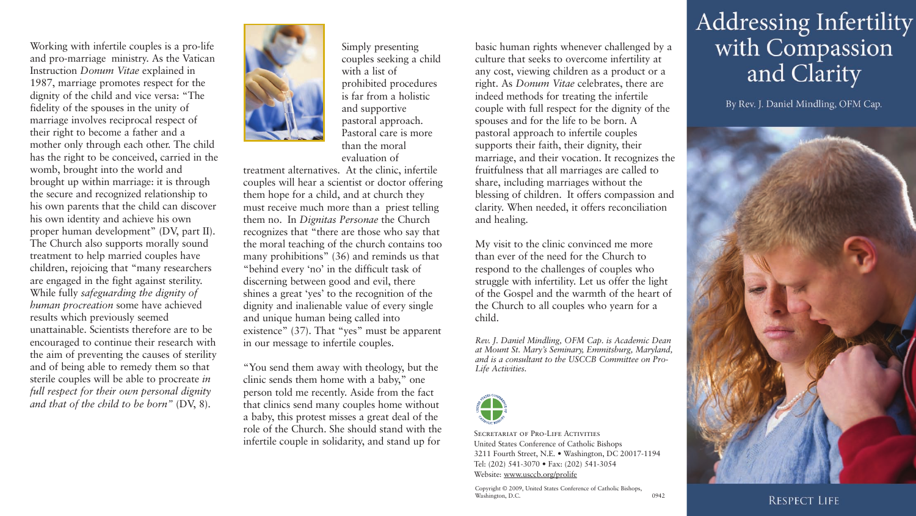# Addressing Infertility with Compassion and Clarity

By Rev. J. Daniel Mindling, OFM Cap.

Working with infertile couples is a pro-life and pro-marriage ministry. As the Vatican Instruction *Donum Vitae* explained in 1987, marriage promotes respect for the dignity of the child and vice versa: "The fidelity of the spouses in the unity of marriage involves reciprocal respect of their right to become a father and a mother only through each other. The child has the right to be conceived, carried in the womb, brought into the world and brought up within marriage: it is through the secure and recognized relationship to his own parents that the child can discover his own identity and achieve his own proper human development" (DV, part II). The Church also supports morally sound treatment to help married couples have children, rejoicing that "many researchers are engaged in the fight against sterility. While fully *safeguarding the dignity of human procreation* some have achieved results which previously seemed unattainable. Scientists therefore are to be encouraged to continue their research with the aim of preventing the causes of sterility and of being able to remedy them so that sterile couples will be able to procreate *in full respect for their own personal dignity and that of the child to be born"* (DV, 8).

Simply presenting couples seeking a child with a list of prohibited procedures is far from a holistic and supportive pastoral approach. Pastoral care is more than the moral evaluation of treatment alternatives. At the clinic, infertile couples will hear a scientist or doctor offering them hope for a child, and at church they must receive much more than a priest telling them no. In *Dignitas Personae* the Church recognizes that "there are those who say that the moral teaching of the church contains too many prohibitions" (36) and reminds us that "behind every 'no' in the difficult task of discerning between good and evil, there shines a great 'yes' to the recognition of the dignity and inalienable value of every single and unique human being called into existence" (37). That "yes" must be apparent in our message to infertile couples.

"You send them away with theology, but the clinic sends them home with a baby," one person told me recently. Aside from the fact that clinics send many couples home without a baby, this protest misses a great deal of the role of the Church. She should stand with the infertile couple in solidarity, and stand up for basic human rights whenever challenged by a culture that seeks to overcome infertility at any cost, viewing children as a product or a right. As *Donum Vitae* celebrates, there are indeed methods for treating the infertile couple with full respect for the dignity of the spouses and for the life to be born. A pastoral approach to infertile couples supports their faith, their dignity, their marriage, and their vocation. It recognizes the fruitfulness that all marriages are called to share, including marriages without the blessing of children. It offers compassion and clarity. When needed, it offers reconciliation and healing.

My visit to the clinic convinced me more than ever of the need for the Church to respond to the challenges of couples who struggle with infertility. Let us offer the light of the Gospel and the warmth of the heart of the Church to all couples who yearn for a child.

*Rev. J. Daniel Mindling, OFM Cap. is Academic Dean at Mount St. Mary's Seminary, Emmitsburg, Maryland, and is a consultant to the USCCB Committee on Pro-Life Activities.*

Secretariat of Pro-Life Activities
United States Conference of Catholic Bishops
3211 Fourth Street, N.E. • Washington, DC 20017-1194
Tel: (202) 541-3070 • Fax: (202) 541-3054
Website: www.usccb.org/prolife

Copyright © 2009, United States Conference of Catholic Bishops, Washington, D.C. 0942

Respect Life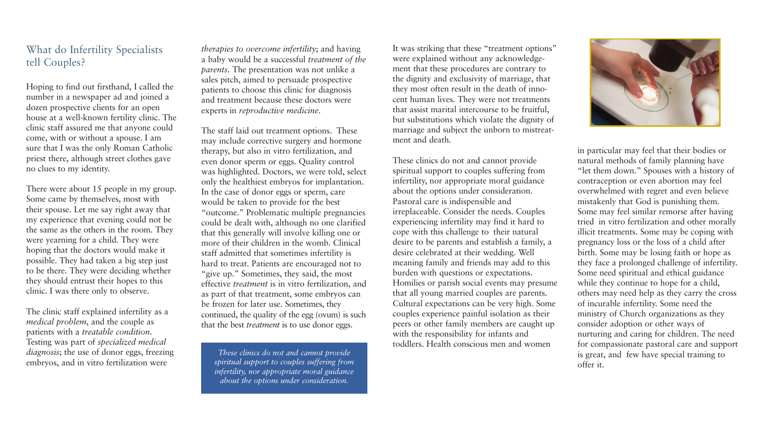## What do Infertility Specialists tell Couples?

Hoping to find out firsthand, I called the number in a newspaper ad and joined a dozen prospective clients for an open house at a well-known fertility clinic. The clinic staff assured me that anyone could come, with or without a spouse. I am sure that I was the only Roman Catholic priest there, although street clothes gave no clues to my identity.

There were about 15 people in my group. Some came by themselves, most with their spouse. Let me say right away that my experience that evening could not be the same as the others in the room. They were yearning for a child. They were hoping that the doctors would make it possible. They had taken a big step just to be there. They were deciding whether they should entrust their hopes to this clinic. I was there only to observe.

The clinic staff explained infertility as a *medical problem*, and the couple as patients with a *treatable condition*. Testing was part of *specialized medical diagnosis*; the use of donor eggs, freezing embryos, and in vitro fertilization were *therapies to overcome infertility*; and having a baby would be a successful *treatment of the parents*. The presentation was not unlike a sales pitch, aimed to persuade prospective patients to choose this clinic for diagnosis and treatment because these doctors were experts in *reproductive medicine*.

The staff laid out treatment options. These may include corrective surgery and hormone therapy, but also in vitro fertilization, and even donor sperm or eggs. Quality control was highlighted. Doctors, we were told, select only the healthiest embryos for implantation. In the case of donor eggs or sperm, care would be taken to provide for the best "outcome." Problematic multiple pregnancies could be dealt with, although no one clarified that this generally will involve killing one or more of their children in the womb. Clinical staff admitted that sometimes infertility is hard to treat. Patients are encouraged not to "give up." Sometimes, they said, the most effective *treatment* is in vitro fertilization, and as part of that treatment, some embryos can be frozen for later use. Sometimes, they continued, the quality of the egg (ovum) is such that the best *treatment* is to use donor eggs.

*These clinics do not and cannot provide spiritual support to couples suffering from infertility, nor appropriate moral guidance about the options under consideration.*

It was striking that these "treatment options" were explained without any acknowledgement that these procedures are contrary to the dignity and exclusivity of marriage, that they most often result in the death of innocent human lives. They were not treatments that assist marital intercourse to be fruitful, but substitutions which violate the dignity of marriage and subject the unborn to mistreatment and death.

These clinics do not and cannot provide spiritual support to couples suffering from infertility, nor appropriate moral guidance about the options under consideration. Pastoral care is indispensible and irreplaceable. Consider the needs. Couples experiencing infertility may find it hard to cope with this challenge to their natural desire to be parents and establish a family, a desire celebrated at their wedding. Well meaning family and friends may add to this burden with questions or expectations. Homilies or parish social events may presume that all young married couples are parents. Cultural expectations can be very high. Some couples experience painful isolation as their peers or other family members are caught up with the responsibility for infants and toddlers. Health conscious men and women in particular may feel that their bodies or natural methods of family planning have "let them down." Spouses with a history of contraception or even abortion may feel overwhelmed with regret and even believe mistakenly that God is punishing them. Some may feel similar remorse after having tried in vitro fertilization and other morally illicit treatments. Some may be coping with pregnancy loss or the loss of a child after birth. Some may be losing faith or hope as they face a prolonged challenge of infertility. Some need spiritual and ethical guidance while they continue to hope for a child, others may need help as they carry the cross of incurable infertility. Some need the ministry of Church organizations as they consider adoption or other ways of nurturing and caring for children. The need for compassionate pastoral care and support is great, and few have special training to offer it.